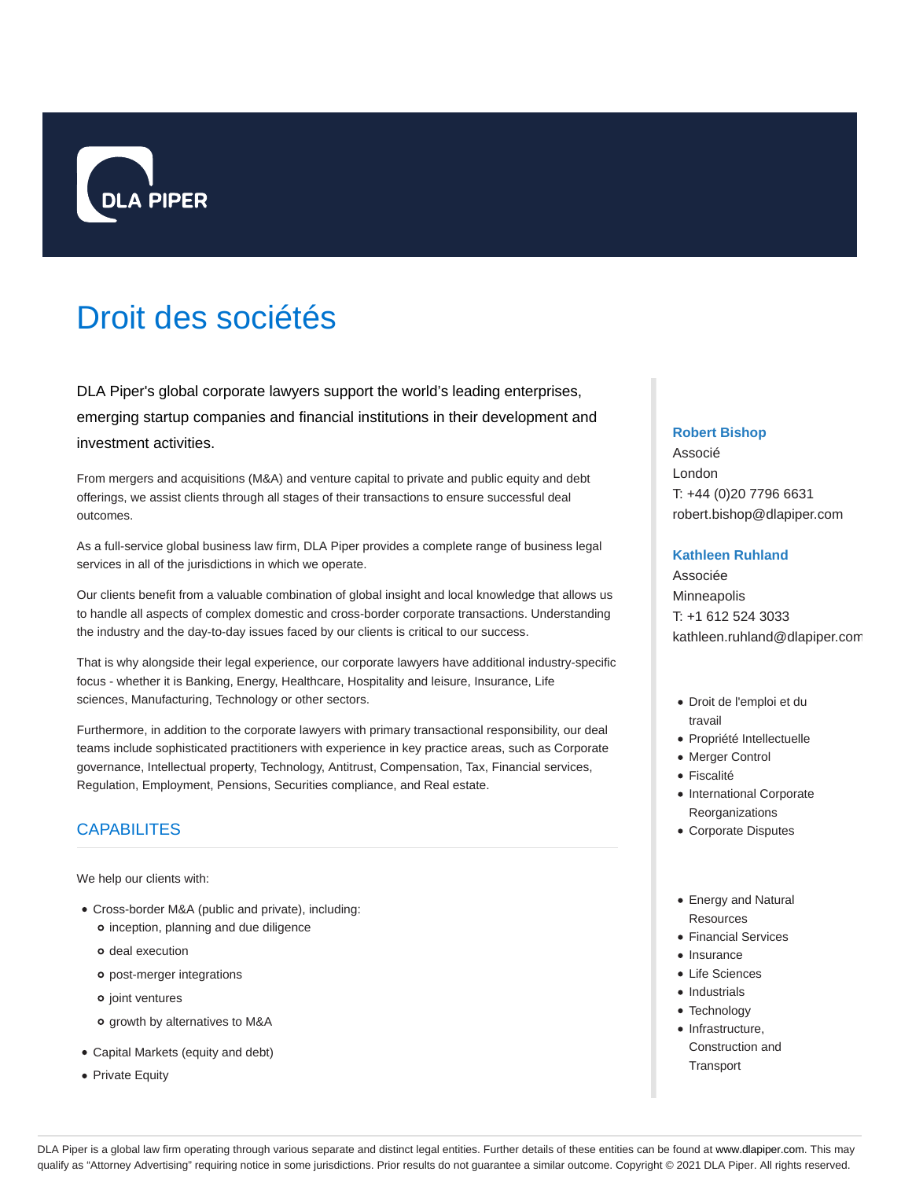# Droit des sociétés

DLA Piper's global corporate lawyers support the world's leading enterprises, emerging startup companies and financial institutions in their development and investment activities.

From mergers and acquisitions (M&A) and venture capital to private and public equity and debt offerings, we assist clients through all stages of their transactions to ensure successful deal outcomes.

As a full-service global business law firm, DLA Piper provides a complete range of business legal services in all of the jurisdictions in which we operate.

Our clients benefit from a valuable combination of global insight and local knowledge that allows us to handle all aspects of complex domestic and cross-border corporate transactions. Understanding the industry and the day-to-day issues faced by our clients is critical to our success.

That is why alongside their legal experience, our corporate lawyers have additional industry-specific focus - whether it is Banking, Energy, Healthcare, Hospitality and leisure, Insurance, Life sciences, Manufacturing, Technology or other sectors.

Furthermore, in addition to the corporate lawyers with primary transactional responsibility, our deal teams include sophisticated practitioners with experience in key practice areas, such as Corporate governance, Intellectual property, Technology, Antitrust, Compensation, Tax, Financial services, Regulation, Employment, Pensions, Securities compliance, and Real estate.

## CAPABILITES

We help our clients with:

- Cross-border M&A (public and private), including:
  - inception, planning and due diligence
  - deal execution
  - post-merger integrations
  - joint ventures
  - growth by alternatives to M&A
- Capital Markets (equity and debt)
- Private Equity

**Robert Bishop**
Associé
London
T: +44 (0)20 7796 6631
robert.bishop@dlapiper.com

**Kathleen Ruhland**
Associée
Minneapolis
T: +1 612 524 3033
kathleen.ruhland@dlapiper.com

- Droit de l'emploi et du travail
- Propriété Intellectuelle
- Merger Control
- Fiscalité
- International Corporate Reorganizations
- Corporate Disputes

- Energy and Natural Resources
- Financial Services
- Insurance
- Life Sciences
- Industrials
- Technology
- Infrastructure, Construction and Transport

DLA Piper is a global law firm operating through various separate and distinct legal entities. Further details of these entities can be found at www.dlapiper.com. This may qualify as "Attorney Advertising" requiring notice in some jurisdictions. Prior results do not guarantee a similar outcome. Copyright © 2021 DLA Piper. All rights reserved.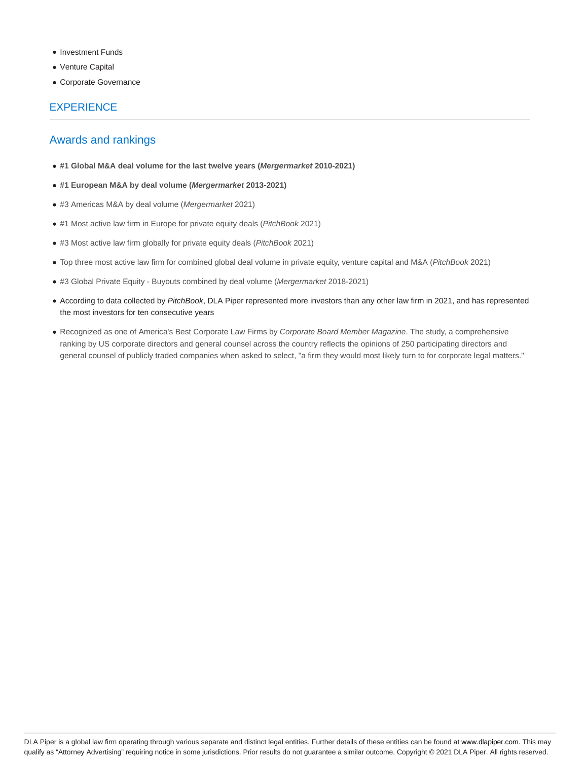- Investment Funds
- Venture Capital
- Corporate Governance

## EXPERIENCE

## Awards and rankings

- **#1 Global M&A deal volume for the last twelve years (*Mergermarket* 2010-2021)**
- **#1 European M&A by deal volume (*Mergermarket* 2013-2021)**
- #3 Americas M&A by deal volume (*Mergermarket* 2021)
- #1 Most active law firm in Europe for private equity deals (*PitchBook* 2021)
- #3 Most active law firm globally for private equity deals (*PitchBook* 2021)
- Top three most active law firm for combined global deal volume in private equity, venture capital and M&A (*PitchBook* 2021)
- #3 Global Private Equity - Buyouts combined by deal volume (*Mergermarket* 2018-2021)
- According to data collected by *PitchBook*, DLA Piper represented more investors than any other law firm in 2021, and has represented the most investors for ten consecutive years
- Recognized as one of America's Best Corporate Law Firms by *Corporate Board Member Magazine*. The study, a comprehensive ranking by US corporate directors and general counsel across the country reflects the opinions of 250 participating directors and general counsel of publicly traded companies when asked to select, "a firm they would most likely turn to for corporate legal matters."

DLA Piper is a global law firm operating through various separate and distinct legal entities. Further details of these entities can be found at www.dlapiper.com. This may qualify as "Attorney Advertising" requiring notice in some jurisdictions. Prior results do not guarantee a similar outcome. Copyright © 2021 DLA Piper. All rights reserved.